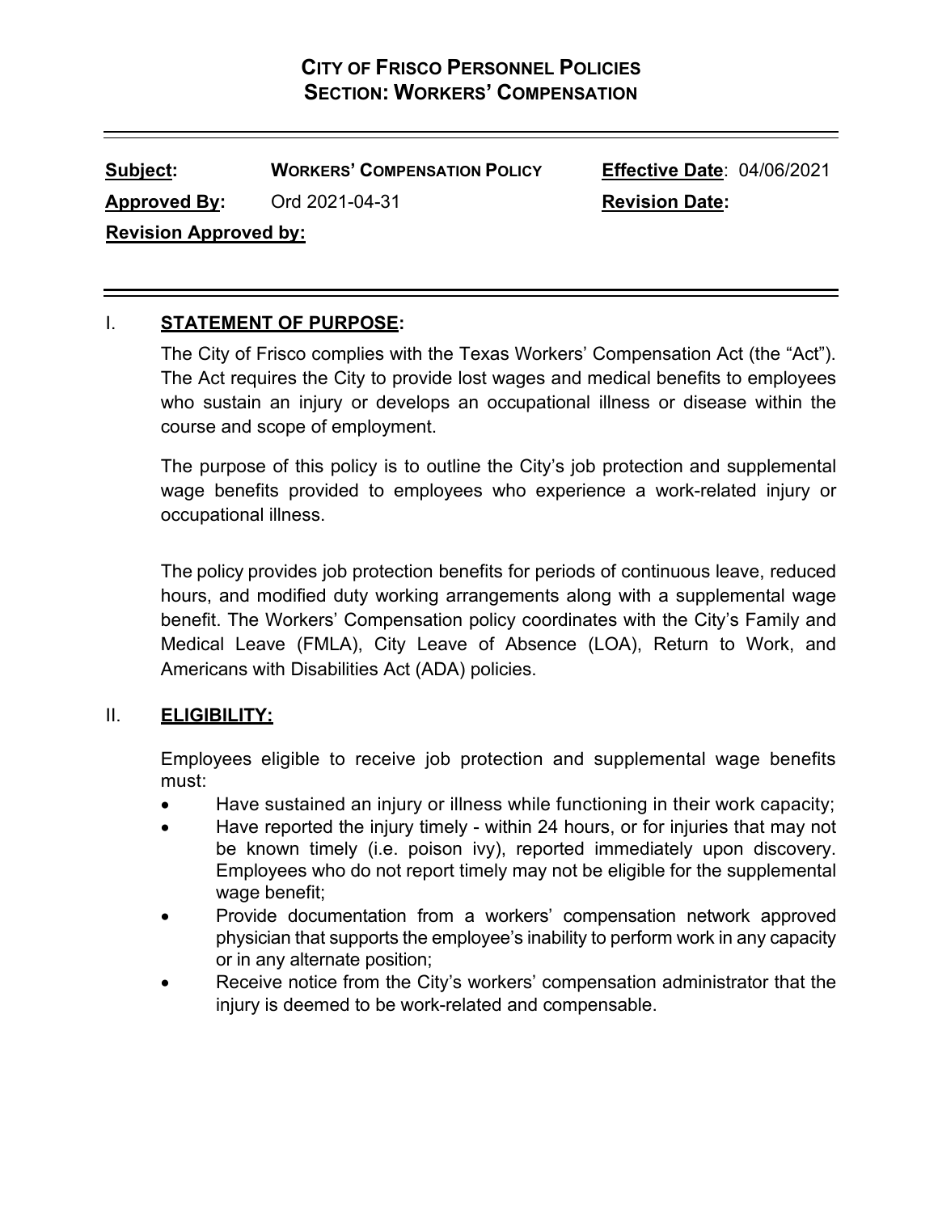# CITY OF FRISCO PERSONNEL POLICIES
## SECTION: WORKERS' COMPENSATION

| | | | |
|---|---|---|---|
| **Subject:** | **WORKERS' COMPENSATION POLICY** | **Effective Date**: | 04/06/2021 |
| **Approved By:** | Ord 2021-04-31 | **Revision Date:** | |
| **Revision Approved by:** | | | |

## I. STATEMENT OF PURPOSE:

The City of Frisco complies with the Texas Workers' Compensation Act (the "Act"). The Act requires the City to provide lost wages and medical benefits to employees who sustain an injury or develops an occupational illness or disease within the course and scope of employment.

The purpose of this policy is to outline the City's job protection and supplemental wage benefits provided to employees who experience a work-related injury or occupational illness.

The policy provides job protection benefits for periods of continuous leave, reduced hours, and modified duty working arrangements along with a supplemental wage benefit. The Workers' Compensation policy coordinates with the City's Family and Medical Leave (FMLA), City Leave of Absence (LOA), Return to Work, and Americans with Disabilities Act (ADA) policies.

## II. ELIGIBILITY:

Employees eligible to receive job protection and supplemental wage benefits must:

- Have sustained an injury or illness while functioning in their work capacity;
- Have reported the injury timely - within 24 hours, or for injuries that may not be known timely (i.e. poison ivy), reported immediately upon discovery. Employees who do not report timely may not be eligible for the supplemental wage benefit;
- Provide documentation from a workers' compensation network approved physician that supports the employee's inability to perform work in any capacity or in any alternate position;
- Receive notice from the City's workers' compensation administrator that the injury is deemed to be work-related and compensable.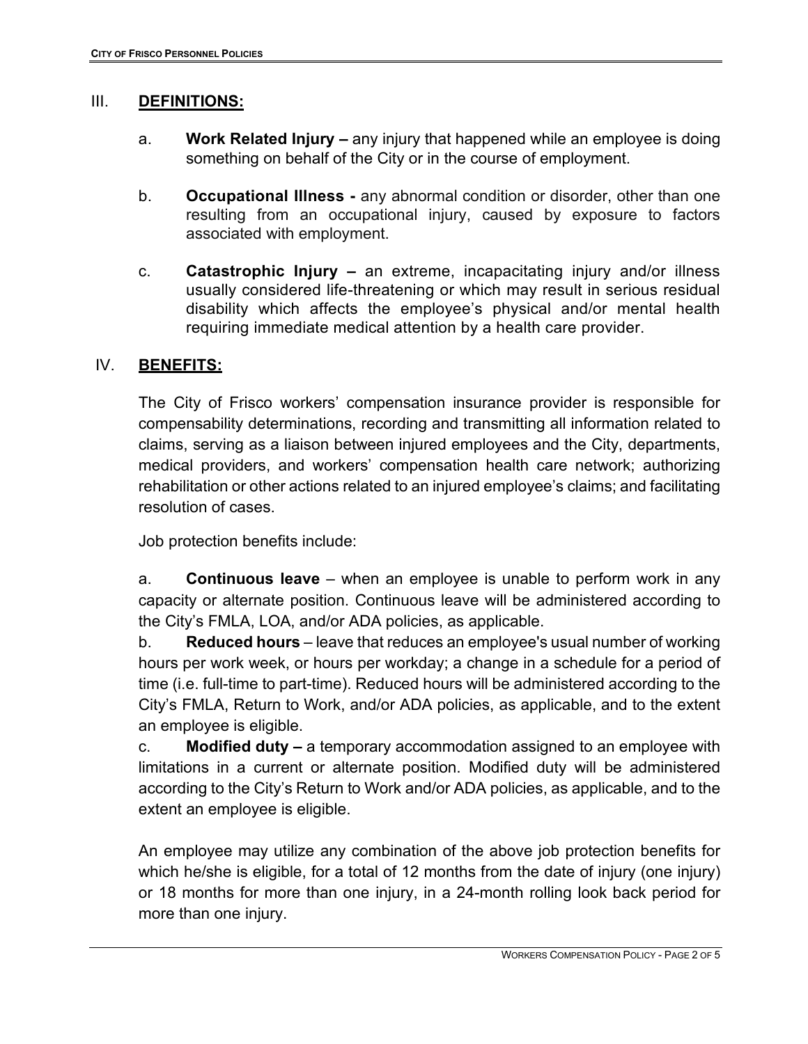## III. DEFINITIONS:

a. **Work Related Injury –** any injury that happened while an employee is doing something on behalf of the City or in the course of employment.

b. **Occupational Illness -** any abnormal condition or disorder, other than one resulting from an occupational injury, caused by exposure to factors associated with employment.

c. **Catastrophic Injury –** an extreme, incapacitating injury and/or illness usually considered life-threatening or which may result in serious residual disability which affects the employee's physical and/or mental health requiring immediate medical attention by a health care provider.

## IV. BENEFITS:

The City of Frisco workers' compensation insurance provider is responsible for compensability determinations, recording and transmitting all information related to claims, serving as a liaison between injured employees and the City, departments, medical providers, and workers' compensation health care network; authorizing rehabilitation or other actions related to an injured employee's claims; and facilitating resolution of cases.

Job protection benefits include:

a. **Continuous leave** – when an employee is unable to perform work in any capacity or alternate position. Continuous leave will be administered according to the City's FMLA, LOA, and/or ADA policies, as applicable.

b. **Reduced hours** – leave that reduces an employee's usual number of working hours per work week, or hours per workday; a change in a schedule for a period of time (i.e. full-time to part-time). Reduced hours will be administered according to the City's FMLA, Return to Work, and/or ADA policies, as applicable, and to the extent an employee is eligible.

c. **Modified duty –** a temporary accommodation assigned to an employee with limitations in a current or alternate position. Modified duty will be administered according to the City's Return to Work and/or ADA policies, as applicable, and to the extent an employee is eligible.

An employee may utilize any combination of the above job protection benefits for which he/she is eligible, for a total of 12 months from the date of injury (one injury) or 18 months for more than one injury, in a 24-month rolling look back period for more than one injury.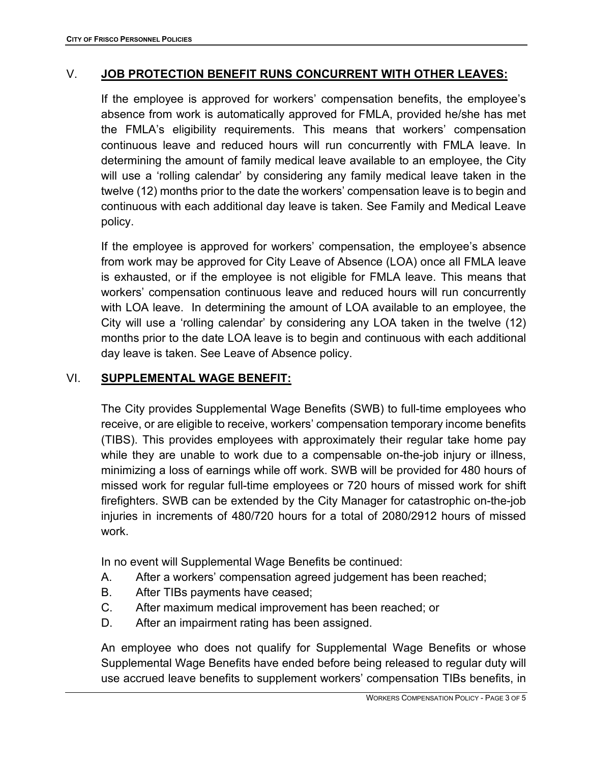## V. JOB PROTECTION BENEFIT RUNS CONCURRENT WITH OTHER LEAVES:

If the employee is approved for workers' compensation benefits, the employee's absence from work is automatically approved for FMLA, provided he/she has met the FMLA's eligibility requirements. This means that workers' compensation continuous leave and reduced hours will run concurrently with FMLA leave. In determining the amount of family medical leave available to an employee, the City will use a 'rolling calendar' by considering any family medical leave taken in the twelve (12) months prior to the date the workers' compensation leave is to begin and continuous with each additional day leave is taken. See Family and Medical Leave policy.

If the employee is approved for workers' compensation, the employee's absence from work may be approved for City Leave of Absence (LOA) once all FMLA leave is exhausted, or if the employee is not eligible for FMLA leave. This means that workers' compensation continuous leave and reduced hours will run concurrently with LOA leave. In determining the amount of LOA available to an employee, the City will use a 'rolling calendar' by considering any LOA taken in the twelve (12) months prior to the date LOA leave is to begin and continuous with each additional day leave is taken. See Leave of Absence policy.

## VI. SUPPLEMENTAL WAGE BENEFIT:

The City provides Supplemental Wage Benefits (SWB) to full-time employees who receive, or are eligible to receive, workers' compensation temporary income benefits (TIBS). This provides employees with approximately their regular take home pay while they are unable to work due to a compensable on-the-job injury or illness, minimizing a loss of earnings while off work. SWB will be provided for 480 hours of missed work for regular full-time employees or 720 hours of missed work for shift firefighters. SWB can be extended by the City Manager for catastrophic on-the-job injuries in increments of 480/720 hours for a total of 2080/2912 hours of missed work.

In no event will Supplemental Wage Benefits be continued:

A. After a workers' compensation agreed judgement has been reached;
B. After TIBs payments have ceased;
C. After maximum medical improvement has been reached; or
D. After an impairment rating has been assigned.

An employee who does not qualify for Supplemental Wage Benefits or whose Supplemental Wage Benefits have ended before being released to regular duty will use accrued leave benefits to supplement workers' compensation TIBs benefits, in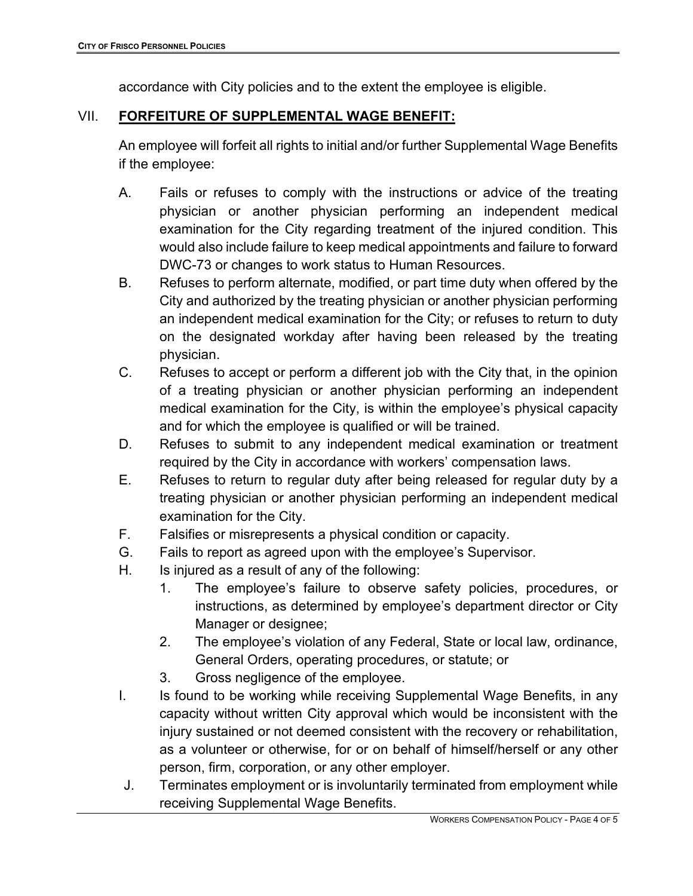accordance with City policies and to the extent the employee is eligible.

## VII. FORFEITURE OF SUPPLEMENTAL WAGE BENEFIT:

An employee will forfeit all rights to initial and/or further Supplemental Wage Benefits if the employee:

A. Fails or refuses to comply with the instructions or advice of the treating physician or another physician performing an independent medical examination for the City regarding treatment of the injured condition. This would also include failure to keep medical appointments and failure to forward DWC-73 or changes to work status to Human Resources.

B. Refuses to perform alternate, modified, or part time duty when offered by the City and authorized by the treating physician or another physician performing an independent medical examination for the City; or refuses to return to duty on the designated workday after having been released by the treating physician.

C. Refuses to accept or perform a different job with the City that, in the opinion of a treating physician or another physician performing an independent medical examination for the City, is within the employee's physical capacity and for which the employee is qualified or will be trained.

D. Refuses to submit to any independent medical examination or treatment required by the City in accordance with workers' compensation laws.

E. Refuses to return to regular duty after being released for regular duty by a treating physician or another physician performing an independent medical examination for the City.

F. Falsifies or misrepresents a physical condition or capacity.

G. Fails to report as agreed upon with the employee's Supervisor.

H. Is injured as a result of any of the following:

   1. The employee's failure to observe safety policies, procedures, or instructions, as determined by employee's department director or City Manager or designee;
   2. The employee's violation of any Federal, State or local law, ordinance, General Orders, operating procedures, or statute; or
   3. Gross negligence of the employee.

I. Is found to be working while receiving Supplemental Wage Benefits, in any capacity without written City approval which would be inconsistent with the injury sustained or not deemed consistent with the recovery or rehabilitation, as a volunteer or otherwise, for or on behalf of himself/herself or any other person, firm, corporation, or any other employer.

J. Terminates employment or is involuntarily terminated from employment while receiving Supplemental Wage Benefits.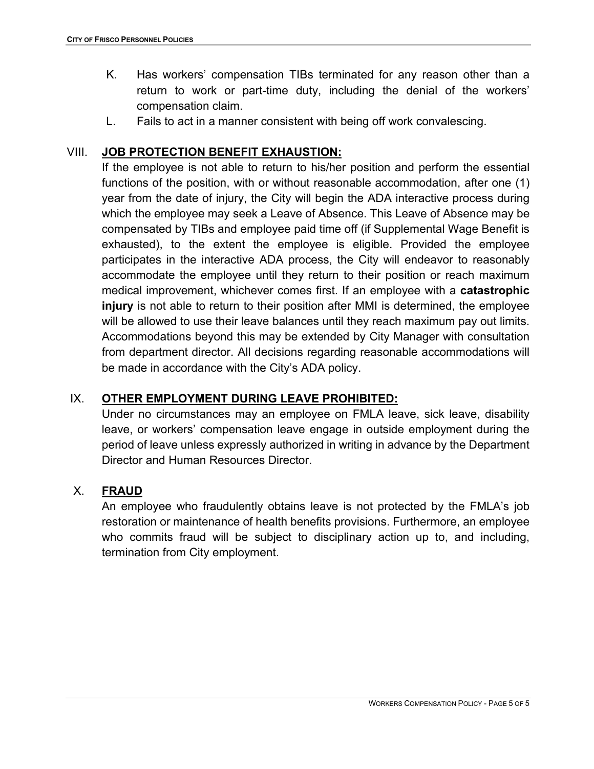K. Has workers' compensation TIBs terminated for any reason other than a return to work or part-time duty, including the denial of the workers' compensation claim.

L. Fails to act in a manner consistent with being off work convalescing.

## VIII. JOB PROTECTION BENEFIT EXHAUSTION:

If the employee is not able to return to his/her position and perform the essential functions of the position, with or without reasonable accommodation, after one (1) year from the date of injury, the City will begin the ADA interactive process during which the employee may seek a Leave of Absence. This Leave of Absence may be compensated by TIBs and employee paid time off (if Supplemental Wage Benefit is exhausted), to the extent the employee is eligible. Provided the employee participates in the interactive ADA process, the City will endeavor to reasonably accommodate the employee until they return to their position or reach maximum medical improvement, whichever comes first. If an employee with a **catastrophic injury** is not able to return to their position after MMI is determined, the employee will be allowed to use their leave balances until they reach maximum pay out limits. Accommodations beyond this may be extended by City Manager with consultation from department director. All decisions regarding reasonable accommodations will be made in accordance with the City's ADA policy.

## IX. OTHER EMPLOYMENT DURING LEAVE PROHIBITED:

Under no circumstances may an employee on FMLA leave, sick leave, disability leave, or workers' compensation leave engage in outside employment during the period of leave unless expressly authorized in writing in advance by the Department Director and Human Resources Director.

## X. FRAUD

An employee who fraudulently obtains leave is not protected by the FMLA's job restoration or maintenance of health benefits provisions. Furthermore, an employee who commits fraud will be subject to disciplinary action up to, and including, termination from City employment.